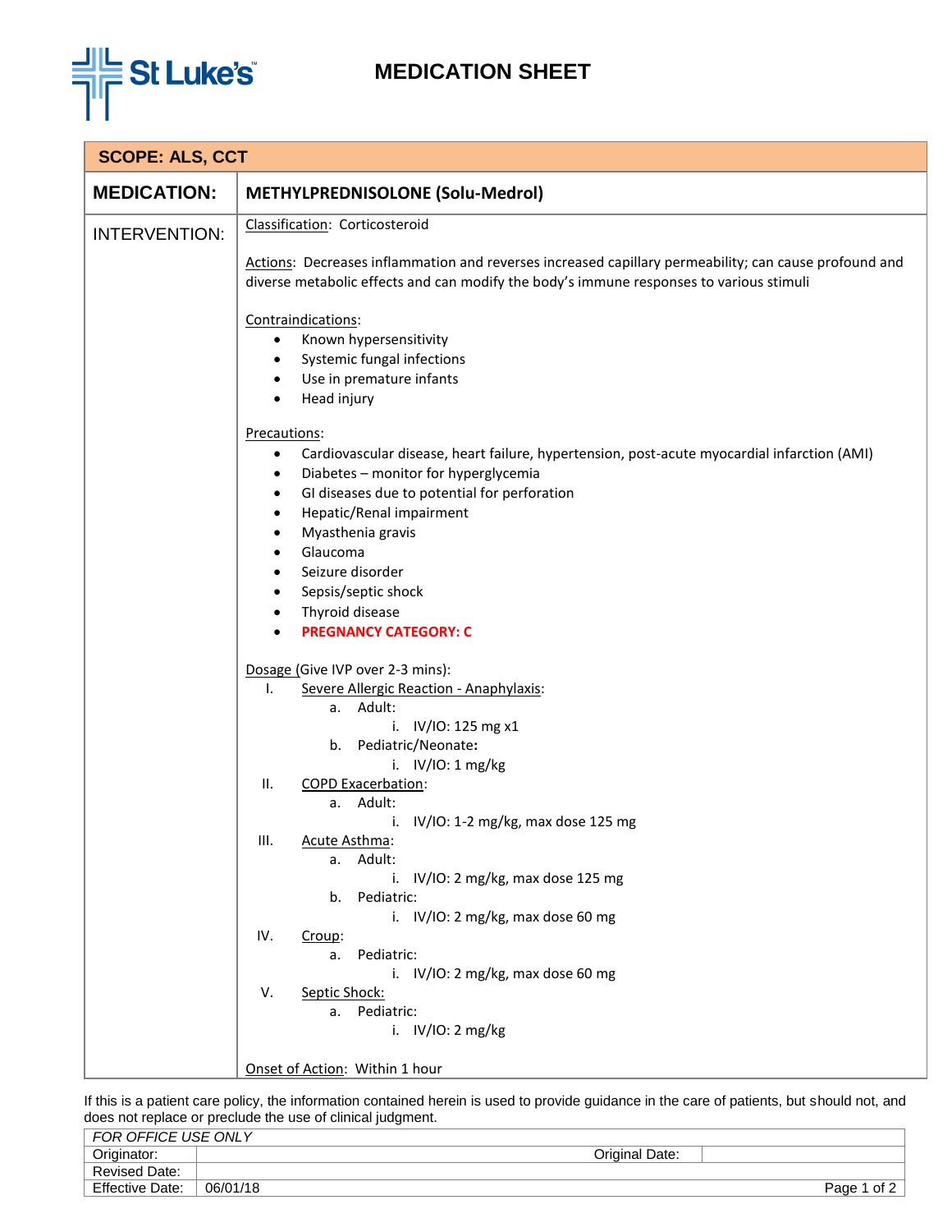St Luke's

# MEDICATION SHEET

**SCOPE: ALS, CCT**

**MEDICATION:** **METHYLPREDNISOLONE (Solu-Medrol)**

**INTERVENTION:**

Classification: Corticosteroid

Actions: Decreases inflammation and reverses increased capillary permeability; can cause profound and diverse metabolic effects and can modify the body's immune responses to various stimuli

Contraindications:

- Known hypersensitivity
- Systemic fungal infections
- Use in premature infants
- Head injury

Precautions:

- Cardiovascular disease, heart failure, hypertension, post-acute myocardial infarction (AMI)
- Diabetes – monitor for hyperglycemia
- GI diseases due to potential for perforation
- Hepatic/Renal impairment
- Myasthenia gravis
- Glaucoma
- Seizure disorder
- Sepsis/septic shock
- Thyroid disease
- **PREGNANCY CATEGORY: C**

Dosage (Give IVP over 2-3 mins):

I. Severe Allergic Reaction - Anaphylaxis:
   - a. Adult:
     - i. IV/IO: 125 mg x1
   - b. Pediatric/Neonate**:**
     - i. IV/IO: 1 mg/kg

II. COPD Exacerbation:
   - a. Adult:
     - i. IV/IO: 1-2 mg/kg, max dose 125 mg

III. Acute Asthma:
   - a. Adult:
     - i. IV/IO: 2 mg/kg, max dose 125 mg
   - b. Pediatric:
     - i. IV/IO: 2 mg/kg, max dose 60 mg

IV. Croup:
   - a. Pediatric:
     - i. IV/IO: 2 mg/kg, max dose 60 mg

V. Septic Shock:
   - a. Pediatric:
     - i. IV/IO: 2 mg/kg

Onset of Action: Within 1 hour

If this is a patient care policy, the information contained herein is used to provide guidance in the care of patients, but should not, and does not replace or preclude the use of clinical judgment.

| *FOR OFFICE USE ONLY* | | | |
|---|---|---|---|
| Originator: | | Original Date: | |
| Revised Date: | | | |
| Effective Date: | 06/01/18 | | |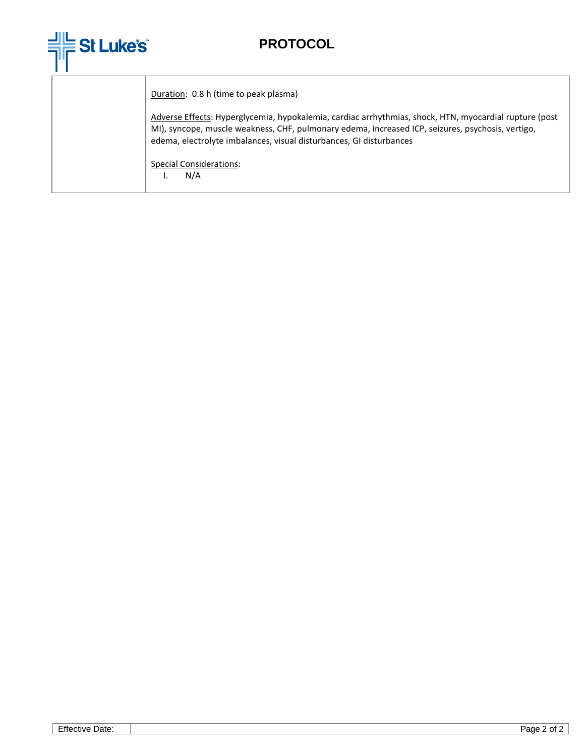| | |
|---|---|
| | Duration: 0.8 h (time to peak plasma)<br><br>Adverse Effects: Hyperglycemia, hypokalemia, cardiac arrhythmias, shock, HTN, myocardial rupture (post MI), syncope, muscle weakness, CHF, pulmonary edema, increased ICP, seizures, psychosis, vertigo, edema, electrolyte imbalances, visual disturbances, GI disturbances<br><br>Special Considerations:<br>I. N/A |

Effective Date: